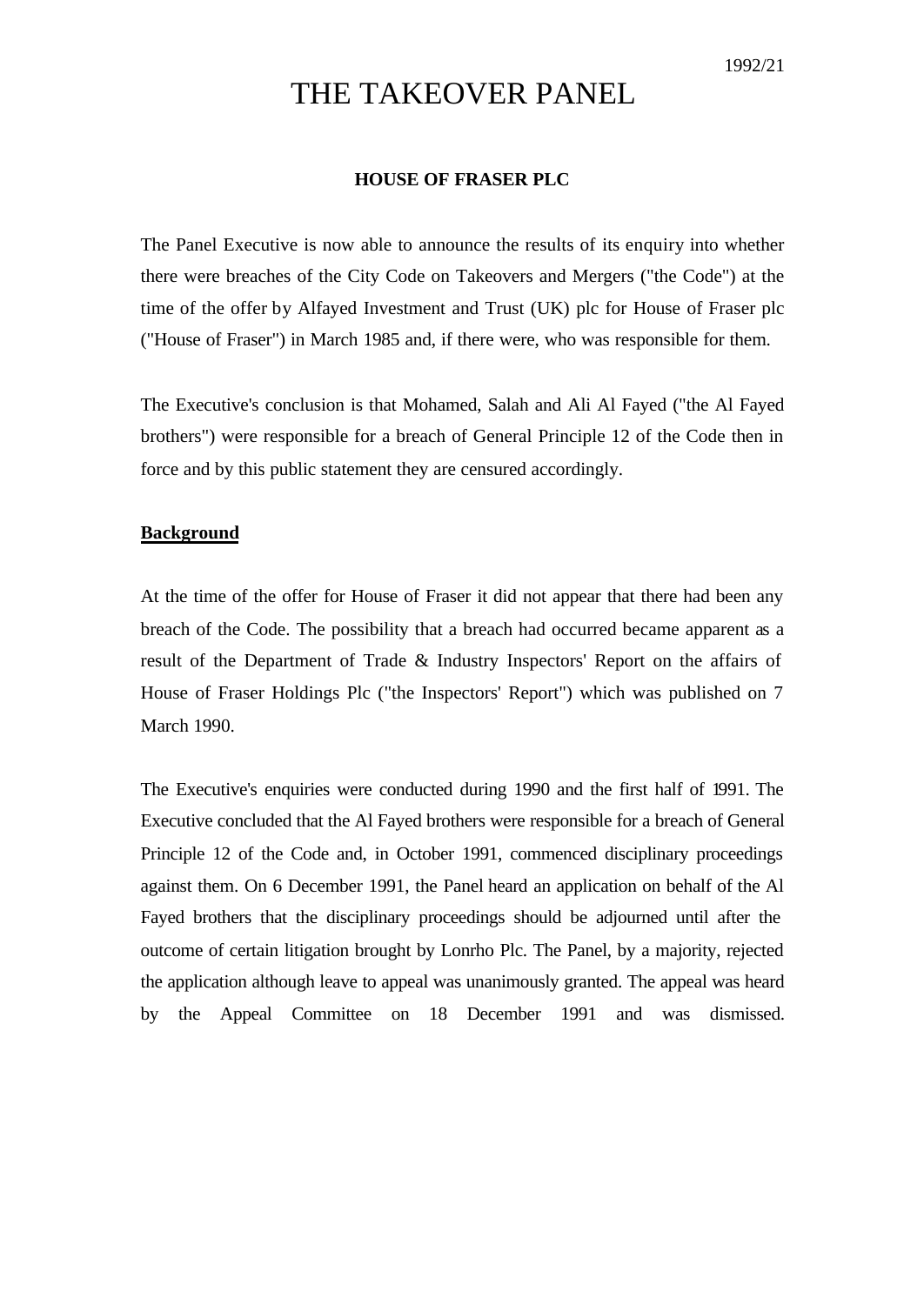1992/21

# THE TAKEOVER PANEL

## HOUSE OF FRASER PLC

The Panel Executive is now able to announce the results of its enquiry into whether there were breaches of the City Code on Takeovers and Mergers ("the Code") at the time of the offer by Alfayed Investment and Trust (UK) plc for House of Fraser plc ("House of Fraser") in March 1985 and, if there were, who was responsible for them.

The Executive's conclusion is that Mohamed, Salah and Ali Al Fayed ("the Al Fayed brothers") were responsible for a breach of General Principle 12 of the Code then in force and by this public statement they are censured accordingly.

**Background**

At the time of the offer for House of Fraser it did not appear that there had been any breach of the Code. The possibility that a breach had occurred became apparent as a result of the Department of Trade & Industry Inspectors' Report on the affairs of House of Fraser Holdings Plc ("the Inspectors' Report") which was published on 7 March 1990.

The Executive's enquiries were conducted during 1990 and the first half of 1991. The Executive concluded that the Al Fayed brothers were responsible for a breach of General Principle 12 of the Code and, in October 1991, commenced disciplinary proceedings against them. On 6 December 1991, the Panel heard an application on behalf of the Al Fayed brothers that the disciplinary proceedings should be adjourned until after the outcome of certain litigation brought by Lonrho Plc. The Panel, by a majority, rejected the application although leave to appeal was unanimously granted. The appeal was heard by the Appeal Committee on 18 December 1991 and was dismissed.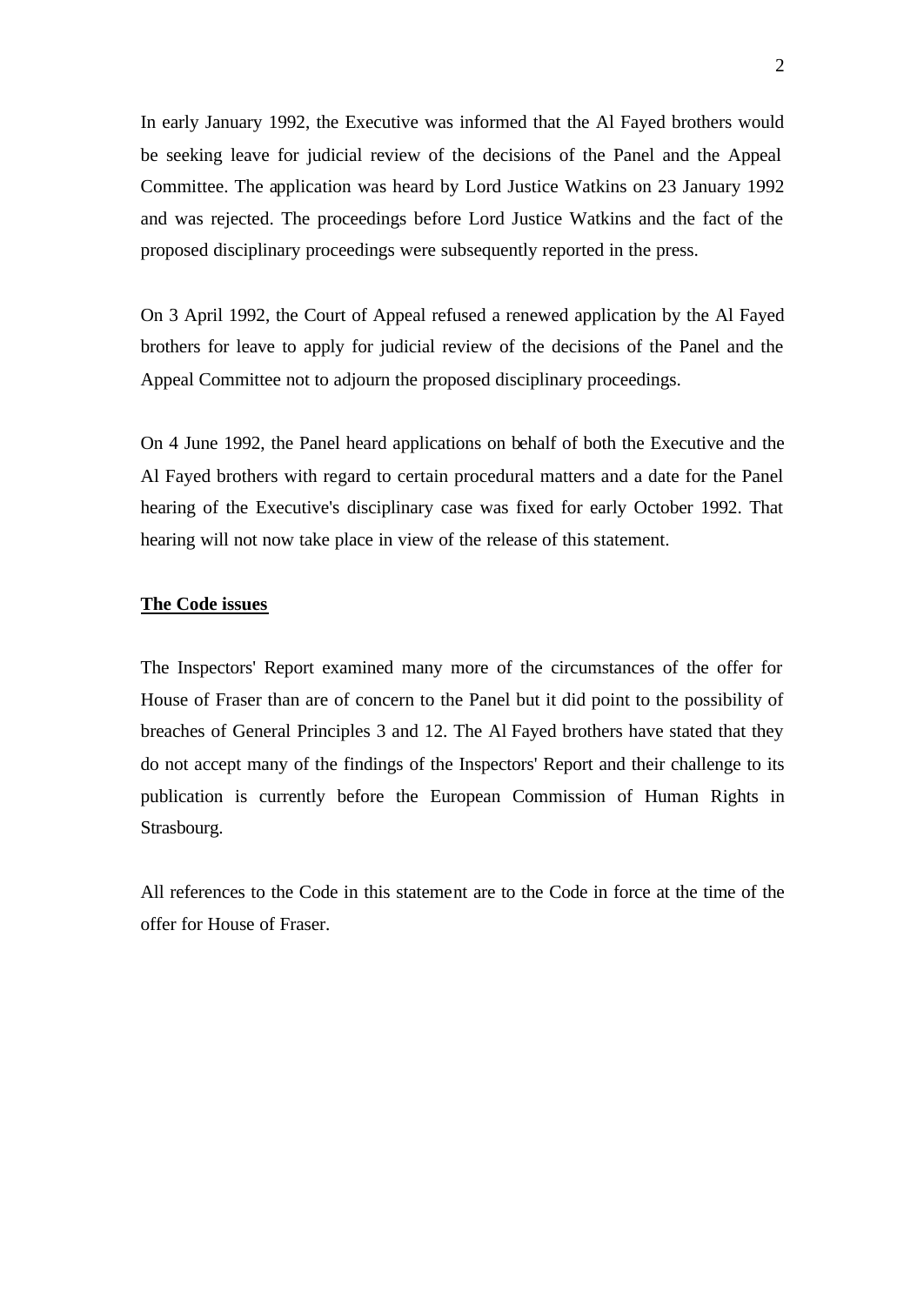In early January 1992, the Executive was informed that the Al Fayed brothers would be seeking leave for judicial review of the decisions of the Panel and the Appeal Committee. The application was heard by Lord Justice Watkins on 23 January 1992 and was rejected. The proceedings before Lord Justice Watkins and the fact of the proposed disciplinary proceedings were subsequently reported in the press.

On 3 April 1992, the Court of Appeal refused a renewed application by the Al Fayed brothers for leave to apply for judicial review of the decisions of the Panel and the Appeal Committee not to adjourn the proposed disciplinary proceedings.

On 4 June 1992, the Panel heard applications on behalf of both the Executive and the Al Fayed brothers with regard to certain procedural matters and a date for the Panel hearing of the Executive's disciplinary case was fixed for early October 1992. That hearing will not now take place in view of the release of this statement.

**The Code issues**

The Inspectors' Report examined many more of the circumstances of the offer for House of Fraser than are of concern to the Panel but it did point to the possibility of breaches of General Principles 3 and 12. The Al Fayed brothers have stated that they do not accept many of the findings of the Inspectors' Report and their challenge to its publication is currently before the European Commission of Human Rights in Strasbourg.

All references to the Code in this statement are to the Code in force at the time of the offer for House of Fraser.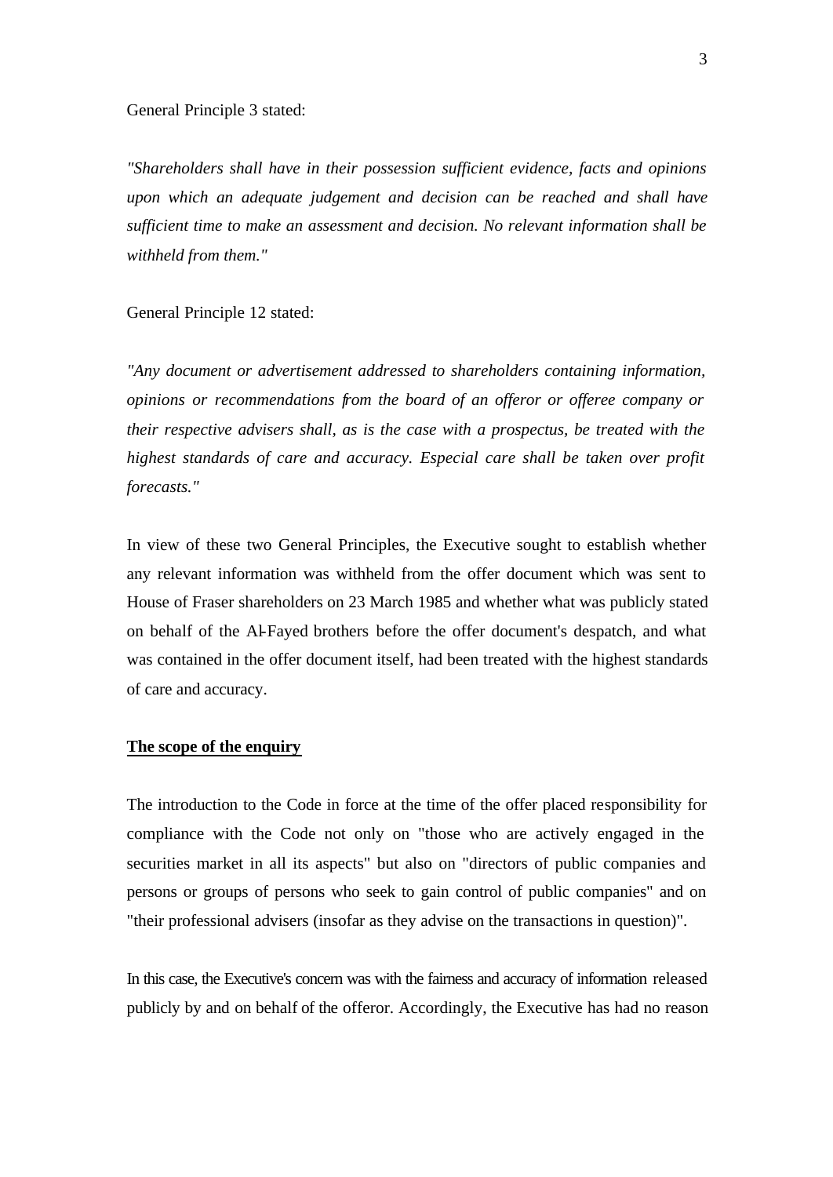General Principle 3 stated:

*"Shareholders shall have in their possession sufficient evidence, facts and opinions upon which an adequate judgement and decision can be reached and shall have sufficient time to make an assessment and decision. No relevant information shall be withheld from them."*

General Principle 12 stated:

*"Any document or advertisement addressed to shareholders containing information, opinions or recommendations from the board of an offeror or offeree company or their respective advisers shall, as is the case with a prospectus, be treated with the highest standards of care and accuracy. Especial care shall be taken over profit forecasts."*

In view of these two General Principles, the Executive sought to establish whether any relevant information was withheld from the offer document which was sent to House of Fraser shareholders on 23 March 1985 and whether what was publicly stated on behalf of the Al-Fayed brothers before the offer document's despatch, and what was contained in the offer document itself, had been treated with the highest standards of care and accuracy.

**The scope of the enquiry**

The introduction to the Code in force at the time of the offer placed responsibility for compliance with the Code not only on "those who are actively engaged in the securities market in all its aspects" but also on "directors of public companies and persons or groups of persons who seek to gain control of public companies" and on "their professional advisers (insofar as they advise on the transactions in question)".

In this case, the Executive's concern was with the fairness and accuracy of information released publicly by and on behalf of the offeror. Accordingly, the Executive has had no reason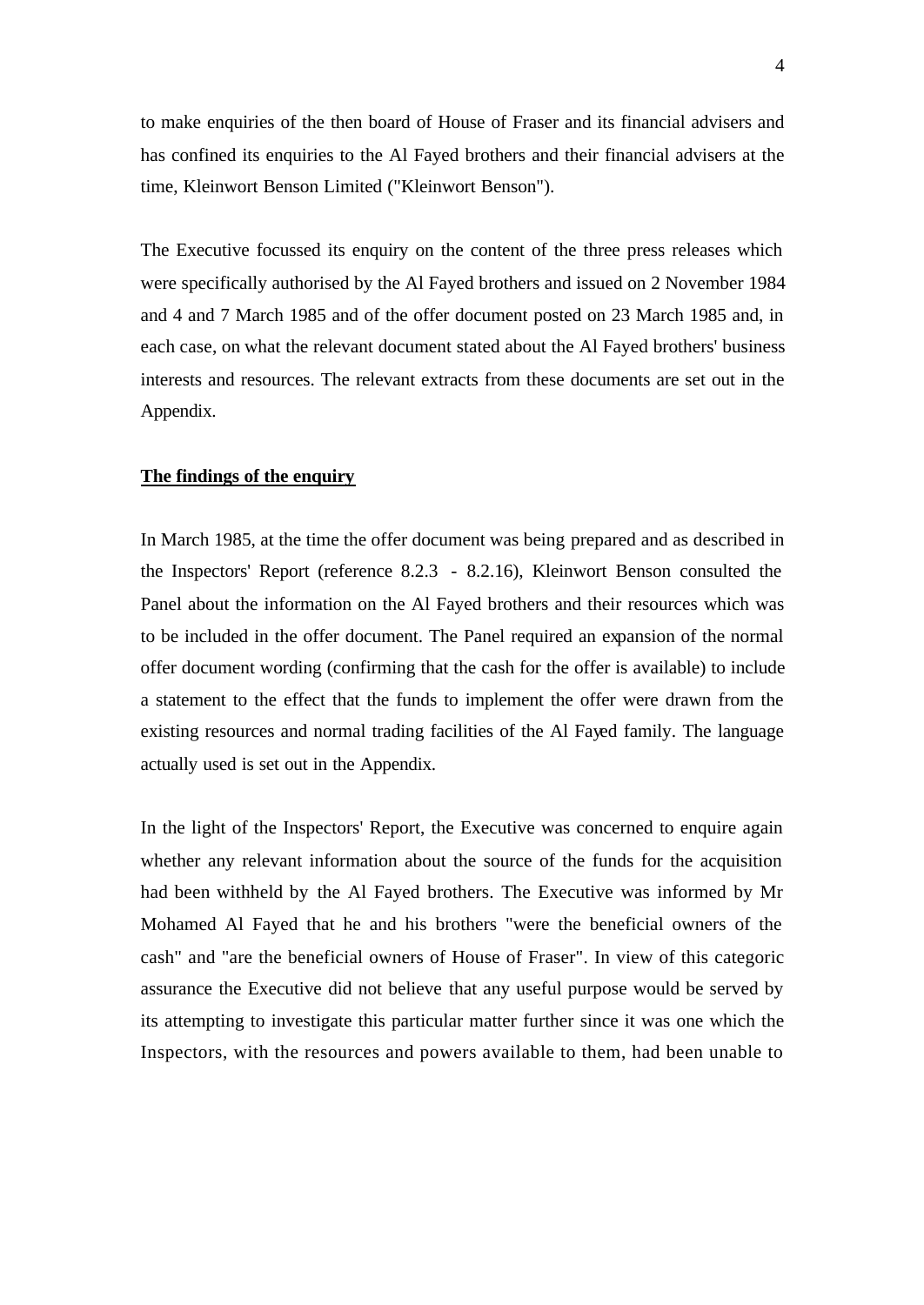to make enquiries of the then board of House of Fraser and its financial advisers and has confined its enquiries to the Al Fayed brothers and their financial advisers at the time, Kleinwort Benson Limited ("Kleinwort Benson").

The Executive focussed its enquiry on the content of the three press releases which were specifically authorised by the Al Fayed brothers and issued on 2 November 1984 and 4 and 7 March 1985 and of the offer document posted on 23 March 1985 and, in each case, on what the relevant document stated about the Al Fayed brothers' business interests and resources. The relevant extracts from these documents are set out in the Appendix.

**The findings of the enquiry**

In March 1985, at the time the offer document was being prepared and as described in the Inspectors' Report (reference 8.2.3 - 8.2.16), Kleinwort Benson consulted the Panel about the information on the Al Fayed brothers and their resources which was to be included in the offer document. The Panel required an expansion of the normal offer document wording (confirming that the cash for the offer is available) to include a statement to the effect that the funds to implement the offer were drawn from the existing resources and normal trading facilities of the Al Fayed family. The language actually used is set out in the Appendix.

In the light of the Inspectors' Report, the Executive was concerned to enquire again whether any relevant information about the source of the funds for the acquisition had been withheld by the Al Fayed brothers. The Executive was informed by Mr Mohamed Al Fayed that he and his brothers "were the beneficial owners of the cash" and "are the beneficial owners of House of Fraser". In view of this categoric assurance the Executive did not believe that any useful purpose would be served by its attempting to investigate this particular matter further since it was one which the Inspectors, with the resources and powers available to them, had been unable to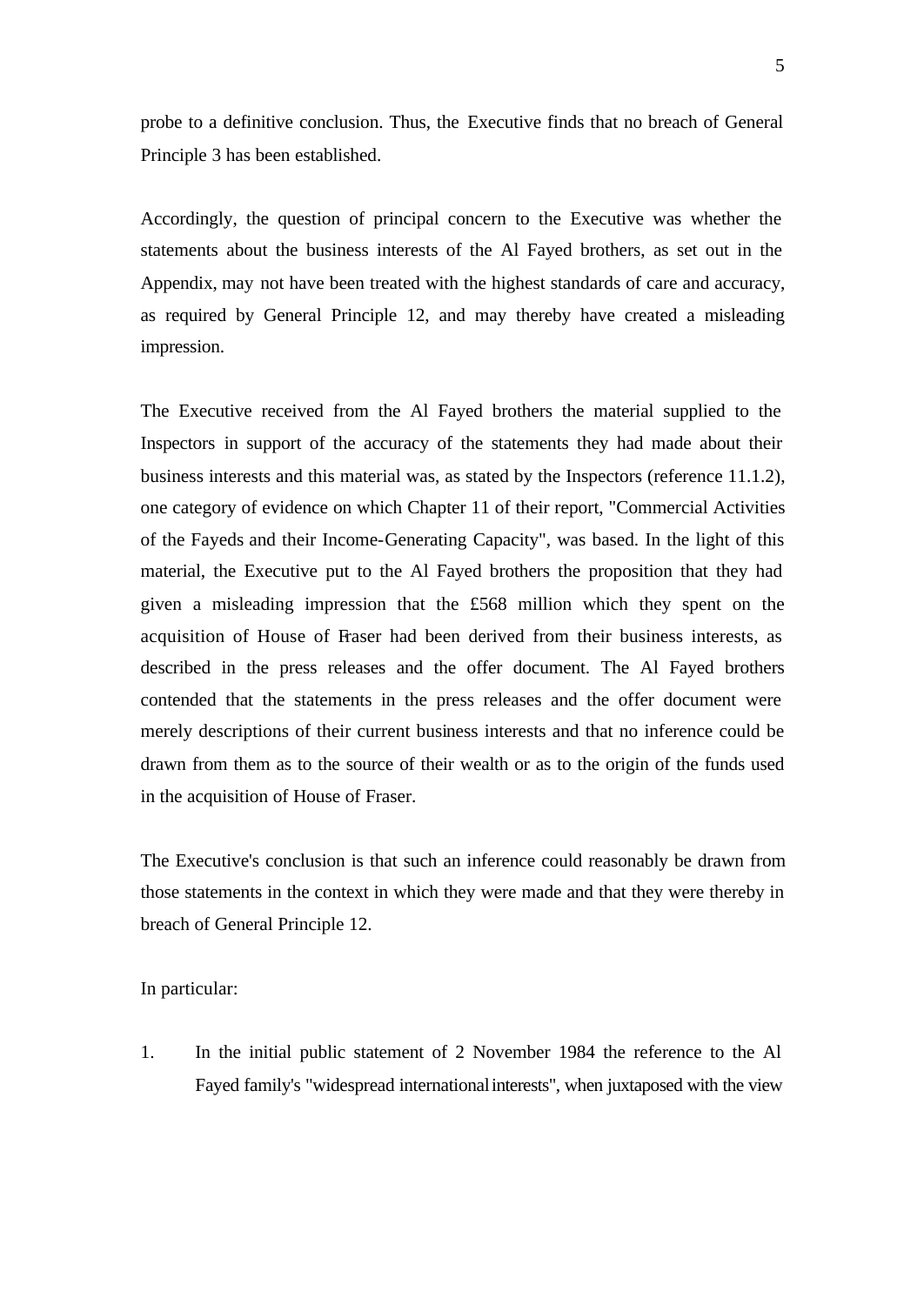probe to a definitive conclusion. Thus, the Executive finds that no breach of General Principle 3 has been established.

Accordingly, the question of principal concern to the Executive was whether the statements about the business interests of the Al Fayed brothers, as set out in the Appendix, may not have been treated with the highest standards of care and accuracy, as required by General Principle 12, and may thereby have created a misleading impression.

The Executive received from the Al Fayed brothers the material supplied to the Inspectors in support of the accuracy of the statements they had made about their business interests and this material was, as stated by the Inspectors (reference 11.1.2), one category of evidence on which Chapter 11 of their report, "Commercial Activities of the Fayeds and their Income-Generating Capacity", was based. In the light of this material, the Executive put to the Al Fayed brothers the proposition that they had given a misleading impression that the £568 million which they spent on the acquisition of House of Fraser had been derived from their business interests, as described in the press releases and the offer document. The Al Fayed brothers contended that the statements in the press releases and the offer document were merely descriptions of their current business interests and that no inference could be drawn from them as to the source of their wealth or as to the origin of the funds used in the acquisition of House of Fraser.

The Executive's conclusion is that such an inference could reasonably be drawn from those statements in the context in which they were made and that they were thereby in breach of General Principle 12.

In particular:

1. In the initial public statement of 2 November 1984 the reference to the Al Fayed family's "widespread international interests", when juxtaposed with the view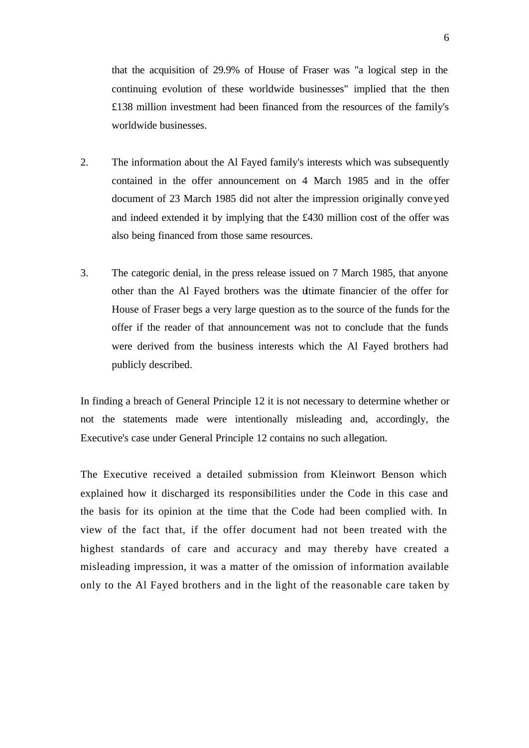that the acquisition of 29.9% of House of Fraser was "a logical step in the continuing evolution of these worldwide businesses" implied that the then £138 million investment had been financed from the resources of the family's worldwide businesses.

2. The information about the Al Fayed family's interests which was subsequently contained in the offer announcement on 4 March 1985 and in the offer document of 23 March 1985 did not alter the impression originally conveyed and indeed extended it by implying that the £430 million cost of the offer was also being financed from those same resources.

3. The categoric denial, in the press release issued on 7 March 1985, that anyone other than the Al Fayed brothers was the ultimate financier of the offer for House of Fraser begs a very large question as to the source of the funds for the offer if the reader of that announcement was not to conclude that the funds were derived from the business interests which the Al Fayed brothers had publicly described.

In finding a breach of General Principle 12 it is not necessary to determine whether or not the statements made were intentionally misleading and, accordingly, the Executive's case under General Principle 12 contains no such allegation.

The Executive received a detailed submission from Kleinwort Benson which explained how it discharged its responsibilities under the Code in this case and the basis for its opinion at the time that the Code had been complied with. In view of the fact that, if the offer document had not been treated with the highest standards of care and accuracy and may thereby have created a misleading impression, it was a matter of the omission of information available only to the Al Fayed brothers and in the light of the reasonable care taken by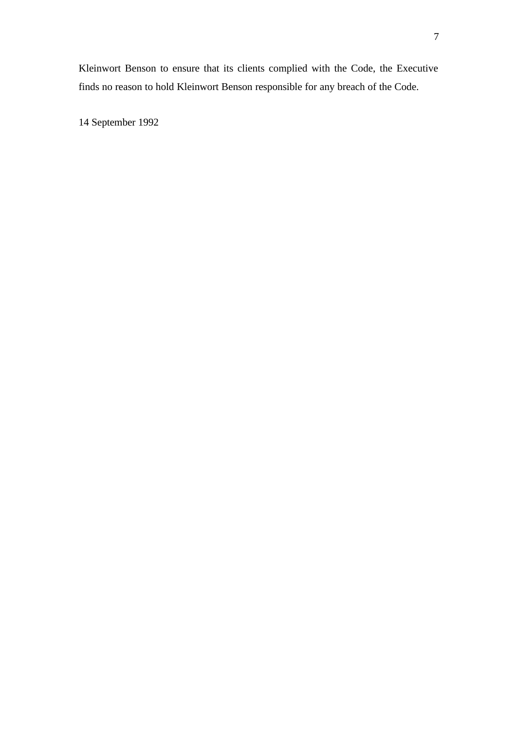Kleinwort Benson to ensure that its clients complied with the Code, the Executive finds no reason to hold Kleinwort Benson responsible for any breach of the Code.

14 September 1992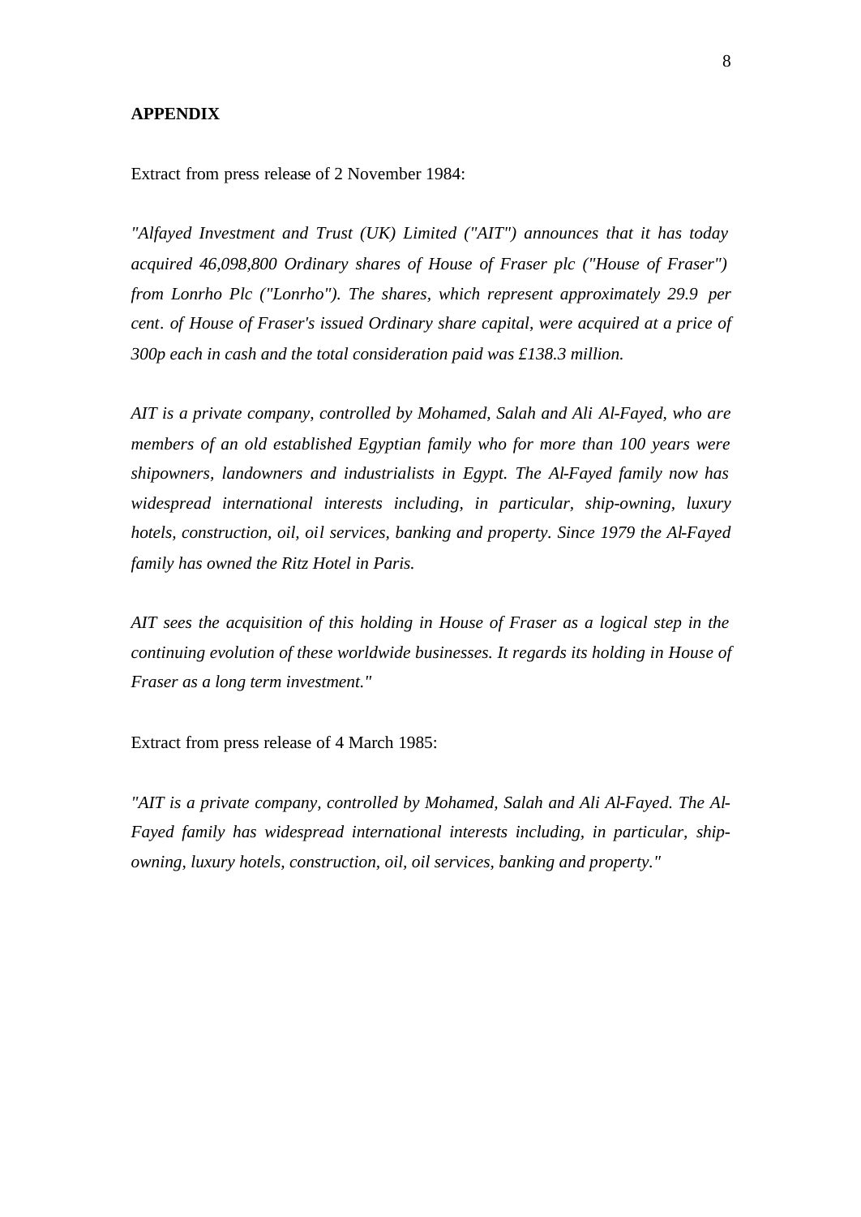**APPENDIX**

Extract from press release of 2 November 1984:

*"Alfayed Investment and Trust (UK) Limited ("AIT") announces that it has today acquired 46,098,800 Ordinary shares of House of Fraser plc ("House of Fraser") from Lonrho Plc ("Lonrho"). The shares, which represent approximately 29.9 per cent. of House of Fraser's issued Ordinary share capital, were acquired at a price of 300p each in cash and the total consideration paid was £138.3 million.*

*AIT is a private company, controlled by Mohamed, Salah and Ali Al-Fayed, who are members of an old established Egyptian family who for more than 100 years were shipowners, landowners and industrialists in Egypt. The Al-Fayed family now has widespread international interests including, in particular, ship-owning, luxury hotels, construction, oil, oil services, banking and property. Since 1979 the Al-Fayed family has owned the Ritz Hotel in Paris.*

*AIT sees the acquisition of this holding in House of Fraser as a logical step in the continuing evolution of these worldwide businesses. It regards its holding in House of Fraser as a long term investment."*

Extract from press release of 4 March 1985:

*"AIT is a private company, controlled by Mohamed, Salah and Ali Al-Fayed. The Al-Fayed family has widespread international interests including, in particular, ship-owning, luxury hotels, construction, oil, oil services, banking and property."*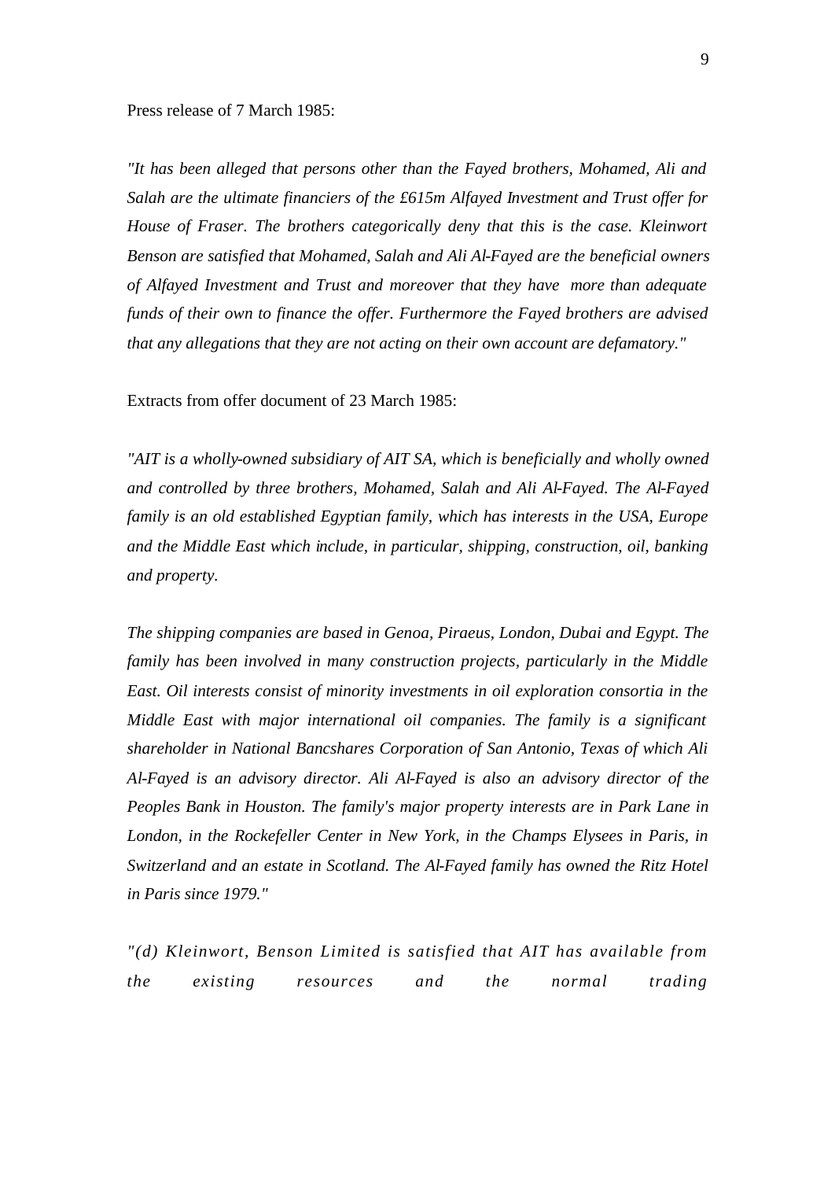Press release of 7 March 1985:

*"It has been alleged that persons other than the Fayed brothers, Mohamed, Ali and Salah are the ultimate financiers of the £615m Alfayed Investment and Trust offer for House of Fraser. The brothers categorically deny that this is the case. Kleinwort Benson are satisfied that Mohamed, Salah and Ali Al-Fayed are the beneficial owners of Alfayed Investment and Trust and moreover that they have more than adequate funds of their own to finance the offer. Furthermore the Fayed brothers are advised that any allegations that they are not acting on their own account are defamatory."*

Extracts from offer document of 23 March 1985:

*"AIT is a wholly-owned subsidiary of AIT SA, which is beneficially and wholly owned and controlled by three brothers, Mohamed, Salah and Ali Al-Fayed. The Al-Fayed family is an old established Egyptian family, which has interests in the USA, Europe and the Middle East which include, in particular, shipping, construction, oil, banking and property.*

*The shipping companies are based in Genoa, Piraeus, London, Dubai and Egypt. The family has been involved in many construction projects, particularly in the Middle East. Oil interests consist of minority investments in oil exploration consortia in the Middle East with major international oil companies. The family is a significant shareholder in National Bancshares Corporation of San Antonio, Texas of which Ali Al-Fayed is an advisory director. Ali Al-Fayed is also an advisory director of the Peoples Bank in Houston. The family's major property interests are in Park Lane in London, in the Rockefeller Center in New York, in the Champs Elysees in Paris, in Switzerland and an estate in Scotland. The Al-Fayed family has owned the Ritz Hotel in Paris since 1979."*

*"(d) Kleinwort, Benson Limited is satisfied that AIT has available from the existing resources and the normal trading*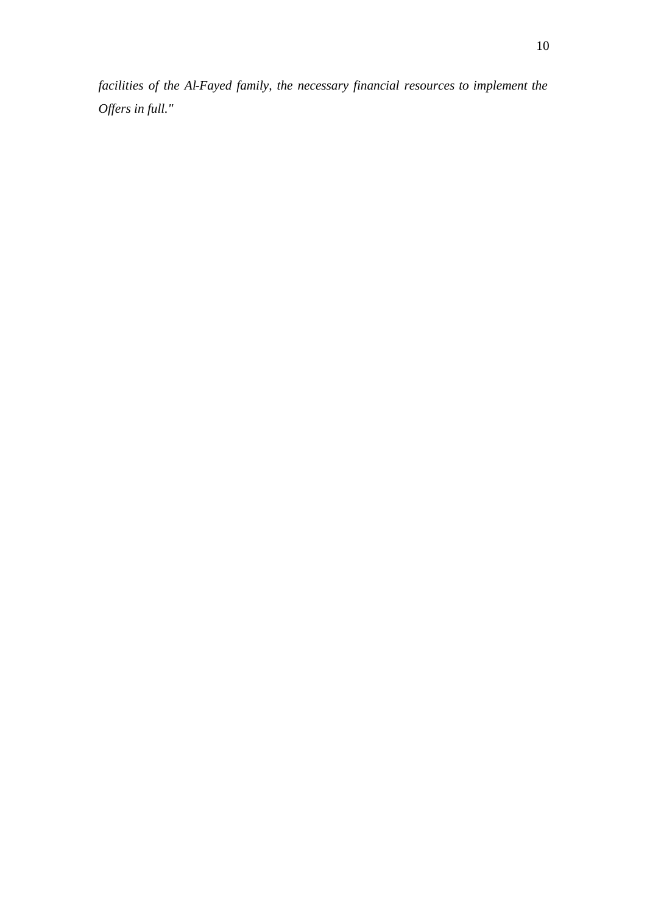*facilities of the Al-Fayed family, the necessary financial resources to implement the Offers in full."*